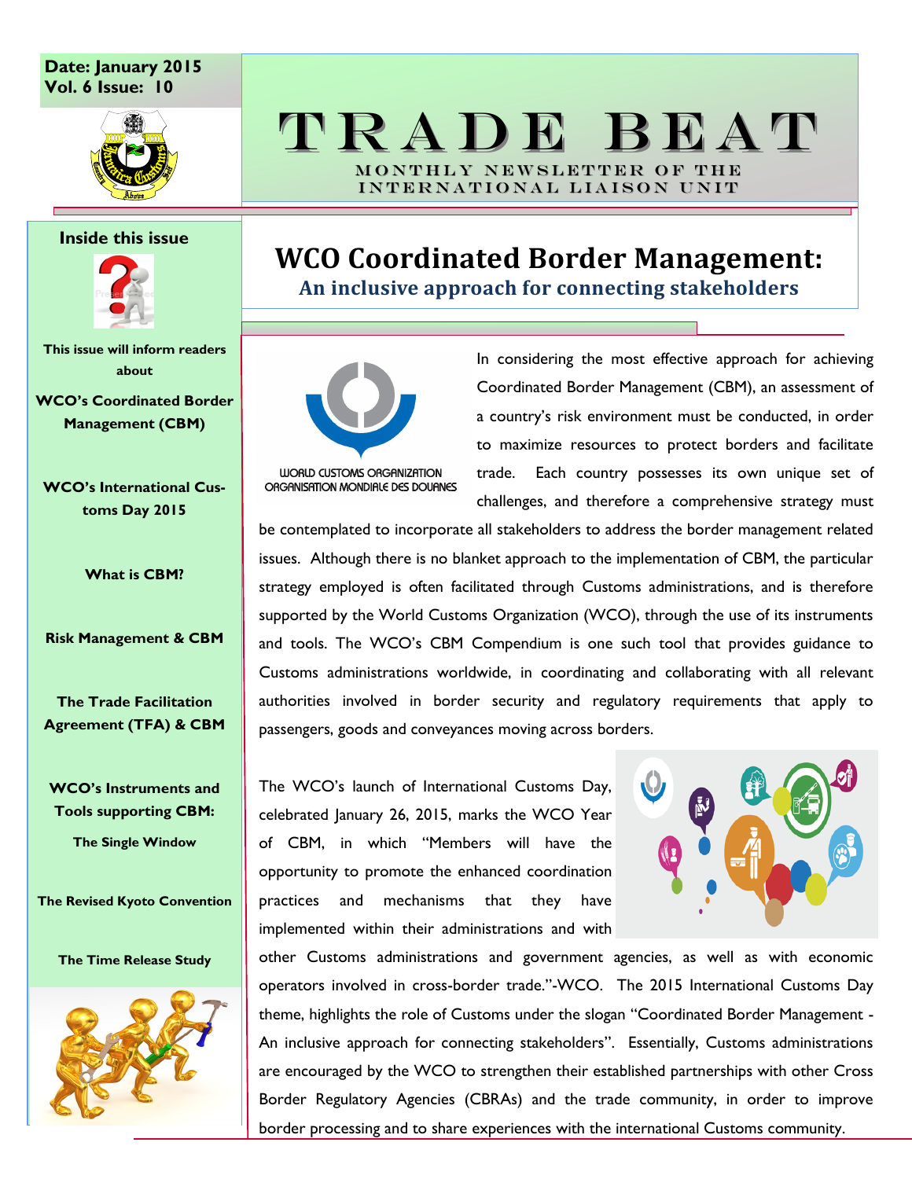Date: January 2015
Vol. 6 Issue: 10

# TRADE BEAT

MONTHLY NEWSLETTER OF THE INTERNATIONAL LIAISON UNIT

**Inside this issue**

This issue will inform readers about

**WCO's Coordinated Border Management (CBM)**

**WCO's International Customs Day 2015**

**What is CBM?**

**Risk Management & CBM**

**The Trade Facilitation Agreement (TFA) & CBM**

**WCO's Instruments and Tools supporting CBM:**

**The Single Window**

**The Revised Kyoto Convention**

**The Time Release Study**

## WCO Coordinated Border Management:

### An inclusive approach for connecting stakeholders

WORLD CUSTOMS ORGANIZATION
ORGANISATION MONDIALE DES DOUANES

In considering the most effective approach for achieving Coordinated Border Management (CBM), an assessment of a country's risk environment must be conducted, in order to maximize resources to protect borders and facilitate trade. Each country possesses its own unique set of challenges, and therefore a comprehensive strategy must be contemplated to incorporate all stakeholders to address the border management related issues. Although there is no blanket approach to the implementation of CBM, the particular strategy employed is often facilitated through Customs administrations, and is therefore supported by the World Customs Organization (WCO), through the use of its instruments and tools. The WCO's CBM Compendium is one such tool that provides guidance to Customs administrations worldwide, in coordinating and collaborating with all relevant authorities involved in border security and regulatory requirements that apply to passengers, goods and conveyances moving across borders.

The WCO's launch of International Customs Day, celebrated January 26, 2015, marks the WCO Year of CBM, in which "Members will have the opportunity to promote the enhanced coordination practices and mechanisms that they have implemented within their administrations and with other Customs administrations and government agencies, as well as with economic operators involved in cross-border trade."-WCO. The 2015 International Customs Day theme, highlights the role of Customs under the slogan "Coordinated Border Management - An inclusive approach for connecting stakeholders". Essentially, Customs administrations are encouraged by the WCO to strengthen their established partnerships with other Cross Border Regulatory Agencies (CBRAs) and the trade community, in order to improve border processing and to share experiences with the international Customs community.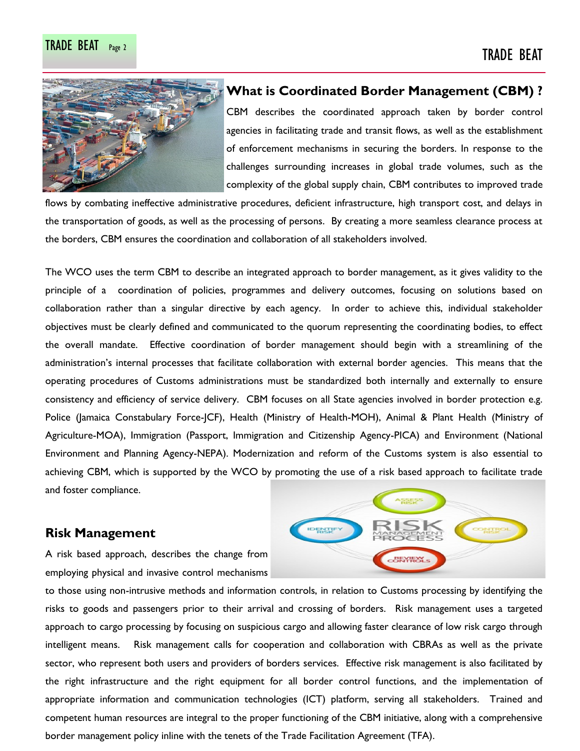## What is Coordinated Border Management (CBM) ?

CBM describes the coordinated approach taken by border control agencies in facilitating trade and transit flows, as well as the establishment of enforcement mechanisms in securing the borders. In response to the challenges surrounding increases in global trade volumes, such as the complexity of the global supply chain, CBM contributes to improved trade flows by combating ineffective administrative procedures, deficient infrastructure, high transport cost, and delays in the transportation of goods, as well as the processing of persons. By creating a more seamless clearance process at the borders, CBM ensures the coordination and collaboration of all stakeholders involved.

The WCO uses the term CBM to describe an integrated approach to border management, as it gives validity to the principle of a coordination of policies, programmes and delivery outcomes, focusing on solutions based on collaboration rather than a singular directive by each agency. In order to achieve this, individual stakeholder objectives must be clearly defined and communicated to the quorum representing the coordinating bodies, to effect the overall mandate. Effective coordination of border management should begin with a streamlining of the administration's internal processes that facilitate collaboration with external border agencies. This means that the operating procedures of Customs administrations must be standardized both internally and externally to ensure consistency and efficiency of service delivery. CBM focuses on all State agencies involved in border protection e.g. Police (Jamaica Constabulary Force-JCF), Health (Ministry of Health-MOH), Animal & Plant Health (Ministry of Agriculture-MOA), Immigration (Passport, Immigration and Citizenship Agency-PICA) and Environment (National Environment and Planning Agency-NEPA). Modernization and reform of the Customs system is also essential to achieving CBM, which is supported by the WCO by promoting the use of a risk based approach to facilitate trade and foster compliance.

## Risk Management

A risk based approach, describes the change from employing physical and invasive control mechanisms to those using non-intrusive methods and information controls, in relation to Customs processing by identifying the risks to goods and passengers prior to their arrival and crossing of borders. Risk management uses a targeted approach to cargo processing by focusing on suspicious cargo and allowing faster clearance of low risk cargo through intelligent means. Risk management calls for cooperation and collaboration with CBRAs as well as the private sector, who represent both users and providers of borders services. Effective risk management is also facilitated by the right infrastructure and the right equipment for all border control functions, and the implementation of appropriate information and communication technologies (ICT) platform, serving all stakeholders. Trained and competent human resources are integral to the proper functioning of the CBM initiative, along with a comprehensive border management policy inline with the tenets of the Trade Facilitation Agreement (TFA).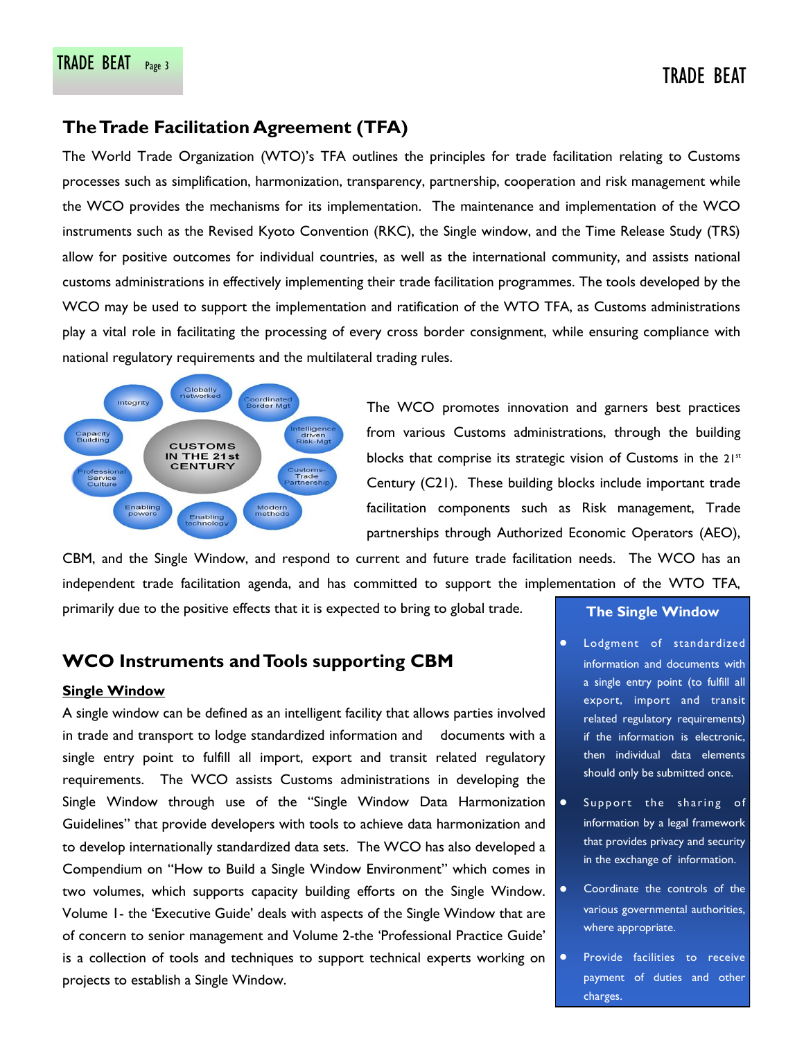## The Trade Facilitation Agreement (TFA)

The World Trade Organization (WTO)'s TFA outlines the principles for trade facilitation relating to Customs processes such as simplification, harmonization, transparency, partnership, cooperation and risk management while the WCO provides the mechanisms for its implementation. The maintenance and implementation of the WCO instruments such as the Revised Kyoto Convention (RKC), the Single window, and the Time Release Study (TRS) allow for positive outcomes for individual countries, as well as the international community, and assists national customs administrations in effectively implementing their trade facilitation programmes. The tools developed by the WCO may be used to support the implementation and ratification of the WTO TFA, as Customs administrations play a vital role in facilitating the processing of every cross border consignment, while ensuring compliance with national regulatory requirements and the multilateral trading rules.

The WCO promotes innovation and garners best practices from various Customs administrations, through the building blocks that comprise its strategic vision of Customs in the 21st Century (C21). These building blocks include important trade facilitation components such as Risk management, Trade partnerships through Authorized Economic Operators (AEO), CBM, and the Single Window, and respond to current and future trade facilitation needs. The WCO has an independent trade facilitation agenda, and has committed to support the implementation of the WTO TFA, primarily due to the positive effects that it is expected to bring to global trade.

## WCO Instruments and Tools supporting CBM

### Single Window

A single window can be defined as an intelligent facility that allows parties involved in trade and transport to lodge standardized information and documents with a single entry point to fulfill all import, export and transit related regulatory requirements. The WCO assists Customs administrations in developing the Single Window through use of the "Single Window Data Harmonization Guidelines" that provide developers with tools to achieve data harmonization and to develop internationally standardized data sets. The WCO has also developed a Compendium on "How to Build a Single Window Environment" which comes in two volumes, which supports capacity building efforts on the Single Window. Volume 1- the 'Executive Guide' deals with aspects of the Single Window that are of concern to senior management and Volume 2-the 'Professional Practice Guide' is a collection of tools and techniques to support technical experts working on projects to establish a Single Window.

**The Single Window**

- Lodgment of standardized information and documents with a single entry point (to fulfill all export, import and transit related regulatory requirements) if the information is electronic, then individual data elements should only be submitted once.
- Support the sharing of information by a legal framework that provides privacy and security in the exchange of information.
- Coordinate the controls of the various governmental authorities, where appropriate.
- Provide facilities to receive payment of duties and other charges.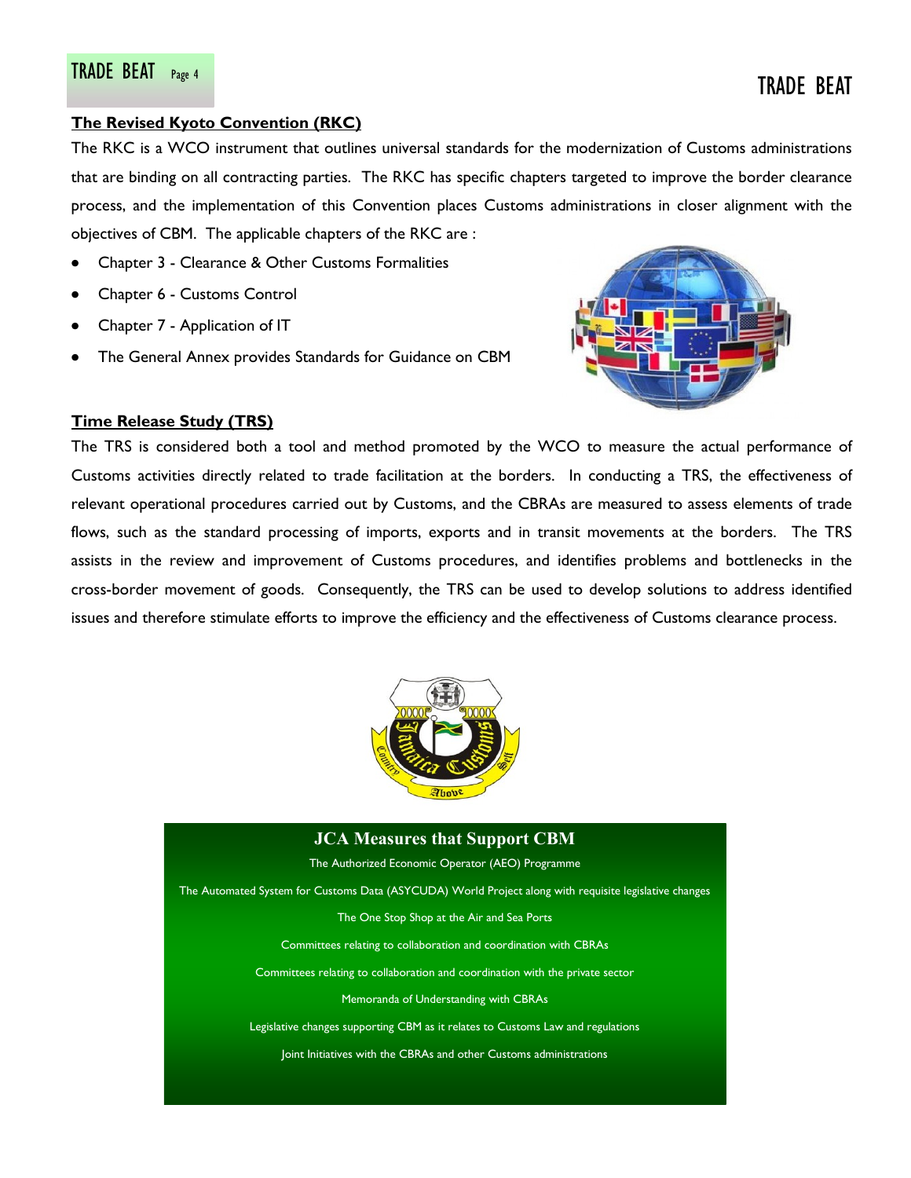## The Revised Kyoto Convention (RKC)

The RKC is a WCO instrument that outlines universal standards for the modernization of Customs administrations that are binding on all contracting parties. The RKC has specific chapters targeted to improve the border clearance process, and the implementation of this Convention places Customs administrations in closer alignment with the objectives of CBM. The applicable chapters of the RKC are :

- Chapter 3 - Clearance & Other Customs Formalities
- Chapter 6 - Customs Control
- Chapter 7 - Application of IT
- The General Annex provides Standards for Guidance on CBM

## Time Release Study (TRS)

The TRS is considered both a tool and method promoted by the WCO to measure the actual performance of Customs activities directly related to trade facilitation at the borders. In conducting a TRS, the effectiveness of relevant operational procedures carried out by Customs, and the CBRAs are measured to assess elements of trade flows, such as the standard processing of imports, exports and in transit movements at the borders. The TRS assists in the review and improvement of Customs procedures, and identifies problems and bottlenecks in the cross-border movement of goods. Consequently, the TRS can be used to develop solutions to address identified issues and therefore stimulate efforts to improve the efficiency and the effectiveness of Customs clearance process.

### JCA Measures that Support CBM

The Authorized Economic Operator (AEO) Programme

The Automated System for Customs Data (ASYCUDA) World Project along with requisite legislative changes

The One Stop Shop at the Air and Sea Ports

Committees relating to collaboration and coordination with CBRAs

Committees relating to collaboration and coordination with the private sector

Memoranda of Understanding with CBRAs

Legislative changes supporting CBM as it relates to Customs Law and regulations

Joint Initiatives with the CBRAs and other Customs administrations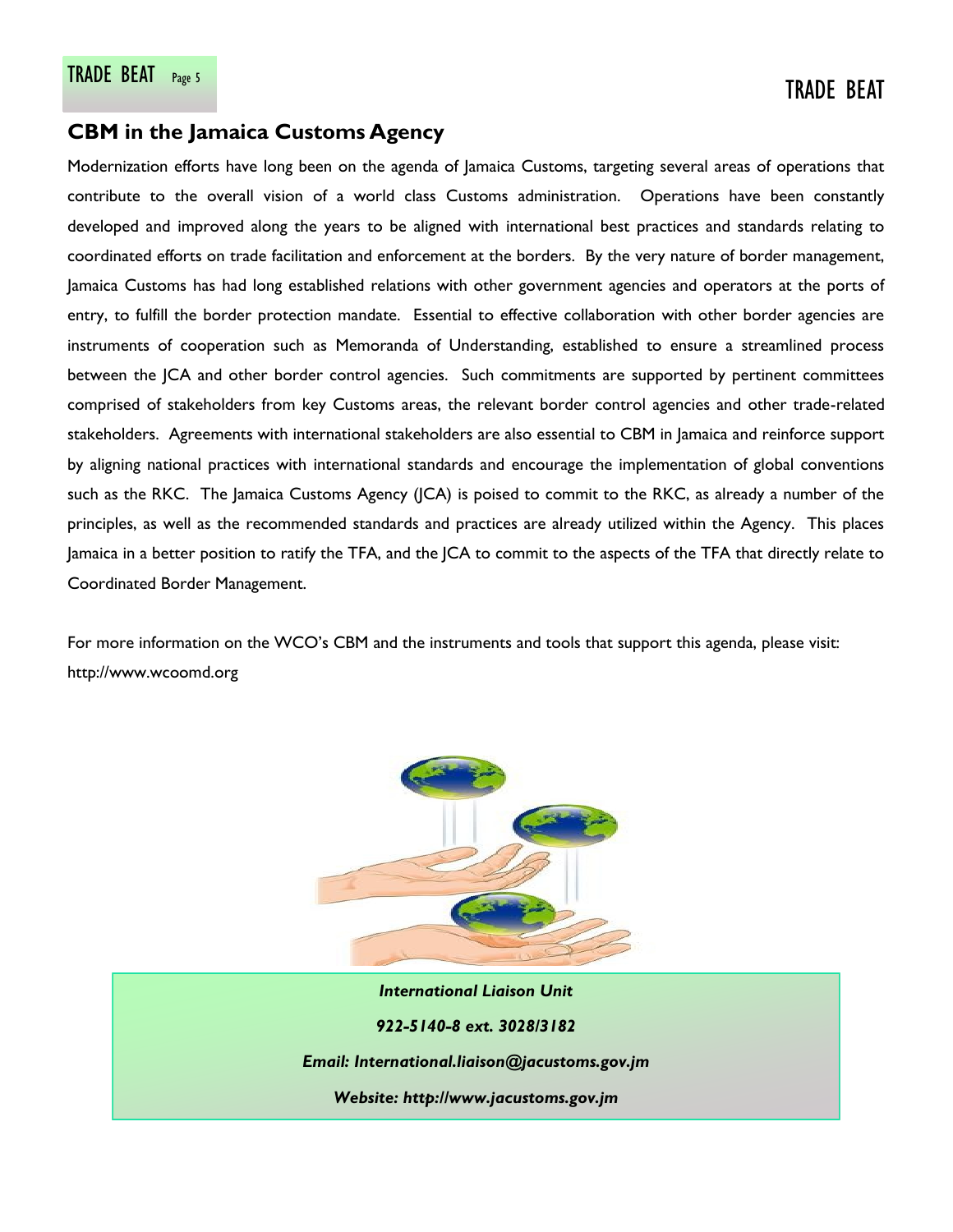## CBM in the Jamaica Customs Agency

Modernization efforts have long been on the agenda of Jamaica Customs, targeting several areas of operations that contribute to the overall vision of a world class Customs administration. Operations have been constantly developed and improved along the years to be aligned with international best practices and standards relating to coordinated efforts on trade facilitation and enforcement at the borders. By the very nature of border management, Jamaica Customs has had long established relations with other government agencies and operators at the ports of entry, to fulfill the border protection mandate. Essential to effective collaboration with other border agencies are instruments of cooperation such as Memoranda of Understanding, established to ensure a streamlined process between the JCA and other border control agencies. Such commitments are supported by pertinent committees comprised of stakeholders from key Customs areas, the relevant border control agencies and other trade-related stakeholders. Agreements with international stakeholders are also essential to CBM in Jamaica and reinforce support by aligning national practices with international standards and encourage the implementation of global conventions such as the RKC. The Jamaica Customs Agency (JCA) is poised to commit to the RKC, as already a number of the principles, as well as the recommended standards and practices are already utilized within the Agency. This places Jamaica in a better position to ratify the TFA, and the JCA to commit to the aspects of the TFA that directly relate to Coordinated Border Management.

For more information on the WCO's CBM and the instruments and tools that support this agenda, please visit: http://www.wcoomd.org

*International Liaison Unit*

*922-5140-8 ext. 3028/3182*

*Email: International.liaison@jacustoms.gov.jm*

*Website: http://www.jacustoms.gov.jm*